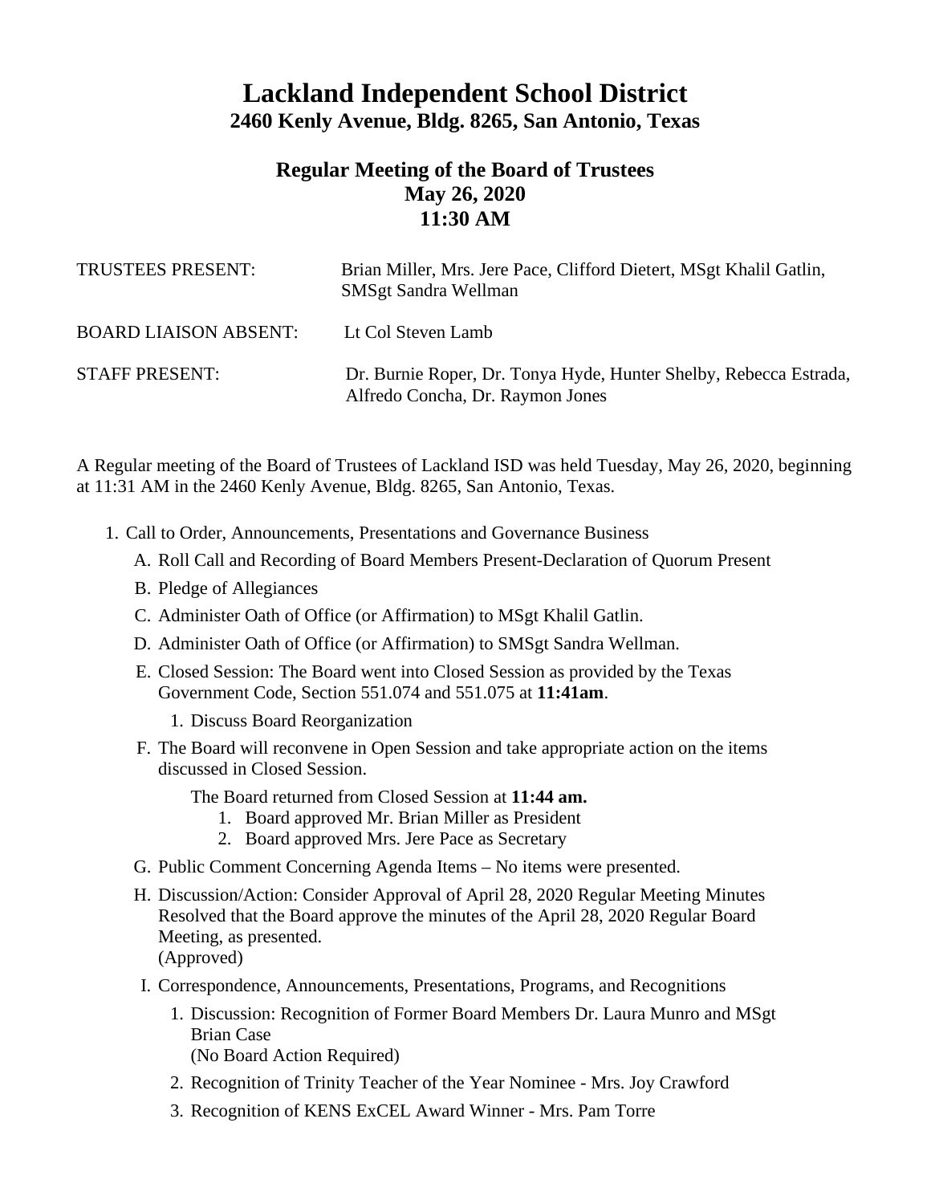# Lackland Independent School District

## 2460 Kenly Avenue, Bldg. 8265, San Antonio, Texas

### Regular Meeting of the Board of Trustees
### May 26, 2020
### 11:30 AM

TRUSTEES PRESENT: Brian Miller, Mrs. Jere Pace, Clifford Dietert, MSgt Khalil Gatlin, SMSgt Sandra Wellman

BOARD LIAISON ABSENT: Lt Col Steven Lamb

STAFF PRESENT: Dr. Burnie Roper, Dr. Tonya Hyde, Hunter Shelby, Rebecca Estrada, Alfredo Concha, Dr. Raymon Jones

A Regular meeting of the Board of Trustees of Lackland ISD was held Tuesday, May 26, 2020, beginning at 11:31 AM in the 2460 Kenly Avenue, Bldg. 8265, San Antonio, Texas.

1. Call to Order, Announcements, Presentations and Governance Business
   - A. Roll Call and Recording of Board Members Present-Declaration of Quorum Present
   - B. Pledge of Allegiances
   - C. Administer Oath of Office (or Affirmation) to MSgt Khalil Gatlin.
   - D. Administer Oath of Office (or Affirmation) to SMSgt Sandra Wellman.
   - E. Closed Session: The Board went into Closed Session as provided by the Texas Government Code, Section 551.074 and 551.075 at **11:41am**.
     1. Discuss Board Reorganization
   - F. The Board will reconvene in Open Session and take appropriate action on the items discussed in Closed Session.

     The Board returned from Closed Session at **11:44 am.**
     1. Board approved Mr. Brian Miller as President
     2. Board approved Mrs. Jere Pace as Secretary
   - G. Public Comment Concerning Agenda Items – No items were presented.
   - H. Discussion/Action: Consider Approval of April 28, 2020 Regular Meeting Minutes Resolved that the Board approve the minutes of the April 28, 2020 Regular Board Meeting, as presented.
     (Approved)
   - I. Correspondence, Announcements, Presentations, Programs, and Recognitions
     1. Discussion: Recognition of Former Board Members Dr. Laura Munro and MSgt Brian Case
        (No Board Action Required)
     2. Recognition of Trinity Teacher of the Year Nominee - Mrs. Joy Crawford
     3. Recognition of KENS ExCEL Award Winner - Mrs. Pam Torre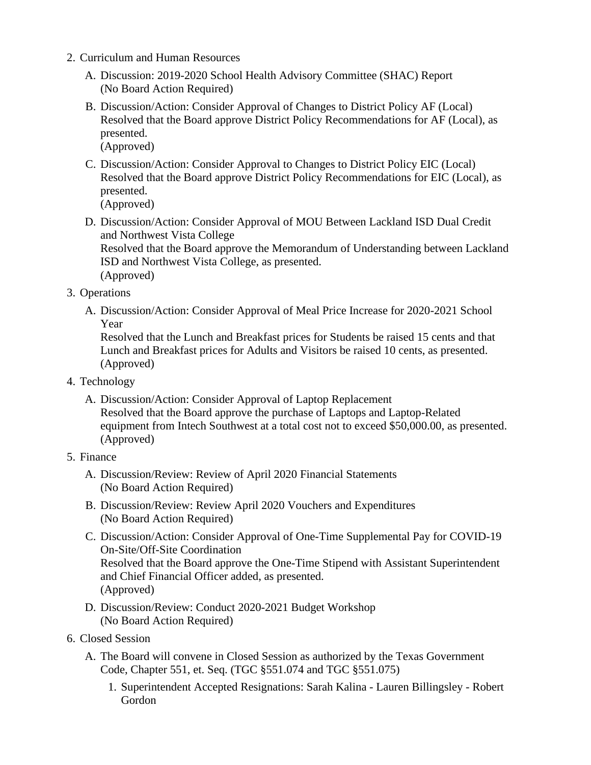2. Curriculum and Human Resources

   A. Discussion: 2019-2020 School Health Advisory Committee (SHAC) Report
      (No Board Action Required)

   B. Discussion/Action: Consider Approval of Changes to District Policy AF (Local)
      Resolved that the Board approve District Policy Recommendations for AF (Local), as presented.
      (Approved)

   C. Discussion/Action: Consider Approval to Changes to District Policy EIC (Local)
      Resolved that the Board approve District Policy Recommendations for EIC (Local), as presented.
      (Approved)

   D. Discussion/Action: Consider Approval of MOU Between Lackland ISD Dual Credit and Northwest Vista College
      Resolved that the Board approve the Memorandum of Understanding between Lackland ISD and Northwest Vista College, as presented.
      (Approved)

3. Operations

   A. Discussion/Action: Consider Approval of Meal Price Increase for 2020-2021 School Year
      Resolved that the Lunch and Breakfast prices for Students be raised 15 cents and that Lunch and Breakfast prices for Adults and Visitors be raised 10 cents, as presented.
      (Approved)

4. Technology

   A. Discussion/Action: Consider Approval of Laptop Replacement
      Resolved that the Board approve the purchase of Laptops and Laptop-Related equipment from Intech Southwest at a total cost not to exceed $50,000.00, as presented.
      (Approved)

5. Finance

   A. Discussion/Review: Review of April 2020 Financial Statements
      (No Board Action Required)

   B. Discussion/Review: Review April 2020 Vouchers and Expenditures
      (No Board Action Required)

   C. Discussion/Action: Consider Approval of One-Time Supplemental Pay for COVID-19 On-Site/Off-Site Coordination
      Resolved that the Board approve the One-Time Stipend with Assistant Superintendent and Chief Financial Officer added, as presented.
      (Approved)

   D. Discussion/Review: Conduct 2020-2021 Budget Workshop
      (No Board Action Required)

6. Closed Session

   A. The Board will convene in Closed Session as authorized by the Texas Government Code, Chapter 551, et. Seq. (TGC §551.074 and TGC §551.075)

      1. Superintendent Accepted Resignations: Sarah Kalina - Lauren Billingsley - Robert Gordon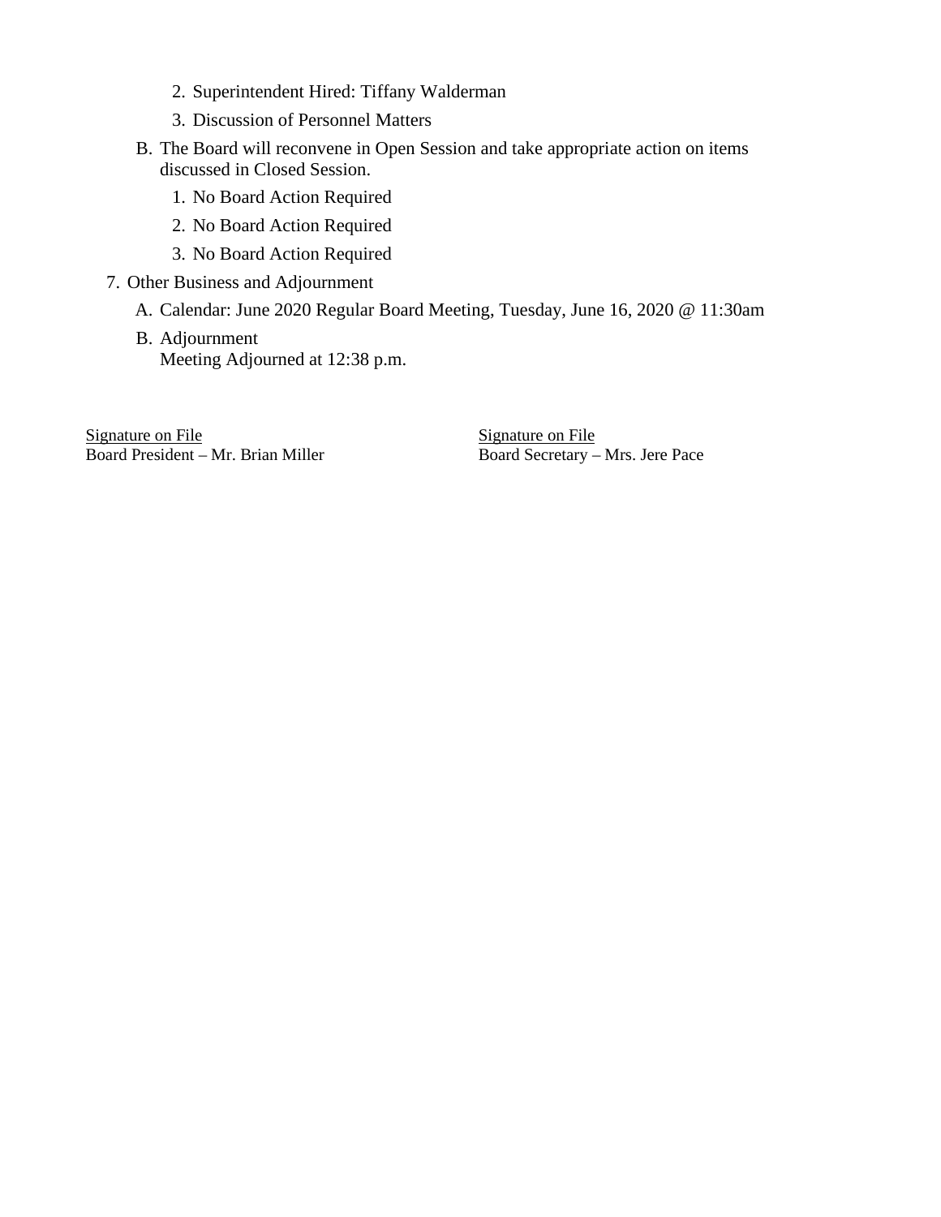2. Superintendent Hired: Tiffany Walderman
3. Discussion of Personnel Matters

B. The Board will reconvene in Open Session and take appropriate action on items discussed in Closed Session.

1. No Board Action Required
2. No Board Action Required
3. No Board Action Required

7. Other Business and Adjournment

A. Calendar: June 2020 Regular Board Meeting, Tuesday, June 16, 2020 @ 11:30am

B. Adjournment
Meeting Adjourned at 12:38 p.m.

Signature on File
Board President – Mr. Brian Miller

Signature on File
Board Secretary – Mrs. Jere Pace